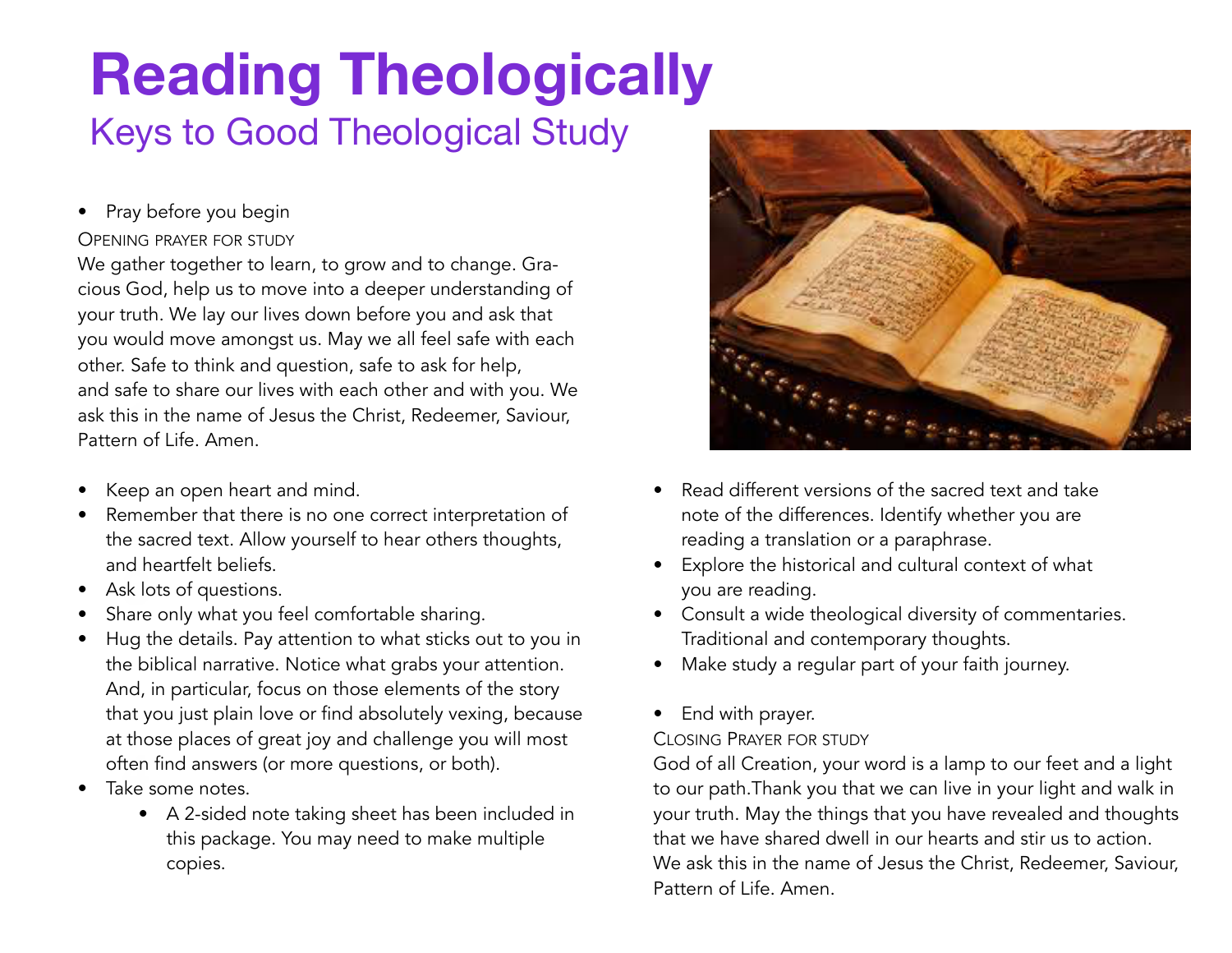# Reading Theologically

## Keys to Good Theological Study

- Pray before you begin

OPENING PRAYER FOR STUDY

We gather together to learn, to grow and to change. Gracious God, help us to move into a deeper understanding of your truth. We lay our lives down before you and ask that you would move amongst us. May we all feel safe with each other. Safe to think and question, safe to ask for help, and safe to share our lives with each other and with you. We ask this in the name of Jesus the Christ, Redeemer, Saviour, Pattern of Life. Amen.

- Keep an open heart and mind.
- Remember that there is no one correct interpretation of the sacred text. Allow yourself to hear others thoughts, and heartfelt beliefs.
- Ask lots of questions.
- Share only what you feel comfortable sharing.
- Hug the details. Pay attention to what sticks out to you in the biblical narrative. Notice what grabs your attention. And, in particular, focus on those elements of the story that you just plain love or find absolutely vexing, because at those places of great joy and challenge you will most often find answers (or more questions, or both).
- Take some notes.
    - A 2-sided note taking sheet has been included in this package. You may need to make multiple copies.
- Read different versions of the sacred text and take note of the differences. Identify whether you are reading a translation or a paraphrase.
- Explore the historical and cultural context of what you are reading.
- Consult a wide theological diversity of commentaries. Traditional and contemporary thoughts.
- Make study a regular part of your faith journey.

- End with prayer.

CLOSING PRAYER FOR STUDY

God of all Creation, your word is a lamp to our feet and a light to our path.Thank you that we can live in your light and walk in your truth. May the things that you have revealed and thoughts that we have shared dwell in our hearts and stir us to action. We ask this in the name of Jesus the Christ, Redeemer, Saviour, Pattern of Life. Amen.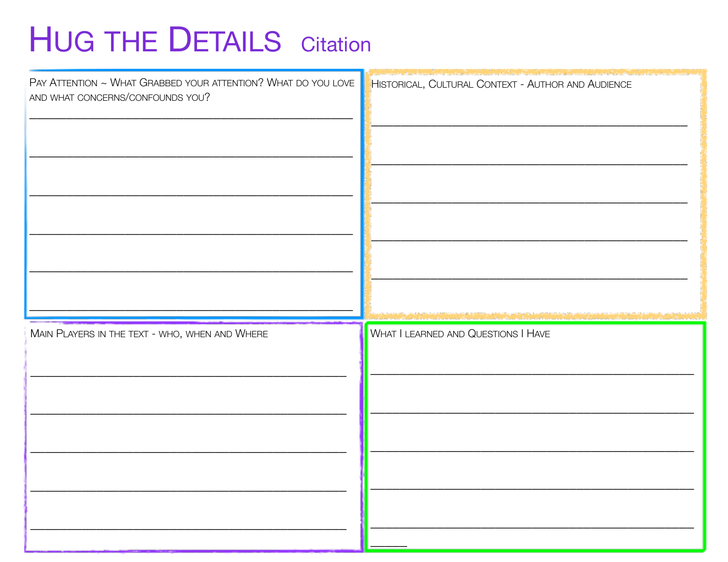# Hug the Details Citation

Pay Attention ~ What grabbed your attention? What do you love and what concerns/confounds you?

______________________________________________

______________________________________________

______________________________________________

______________________________________________

______________________________________________

______________________________________________

Historical, Cultural Context - Author and Audience

______________________________________________

______________________________________________

______________________________________________

______________________________________________

______________________________________________

Main Players in the text - who, when and Where

______________________________________________

______________________________________________

______________________________________________

______________________________________________

______________________________________________

What I learned and Questions I Have

______________________________________________

______________________________________________

______________________________________________

______________________________________________

______________________________________________

_____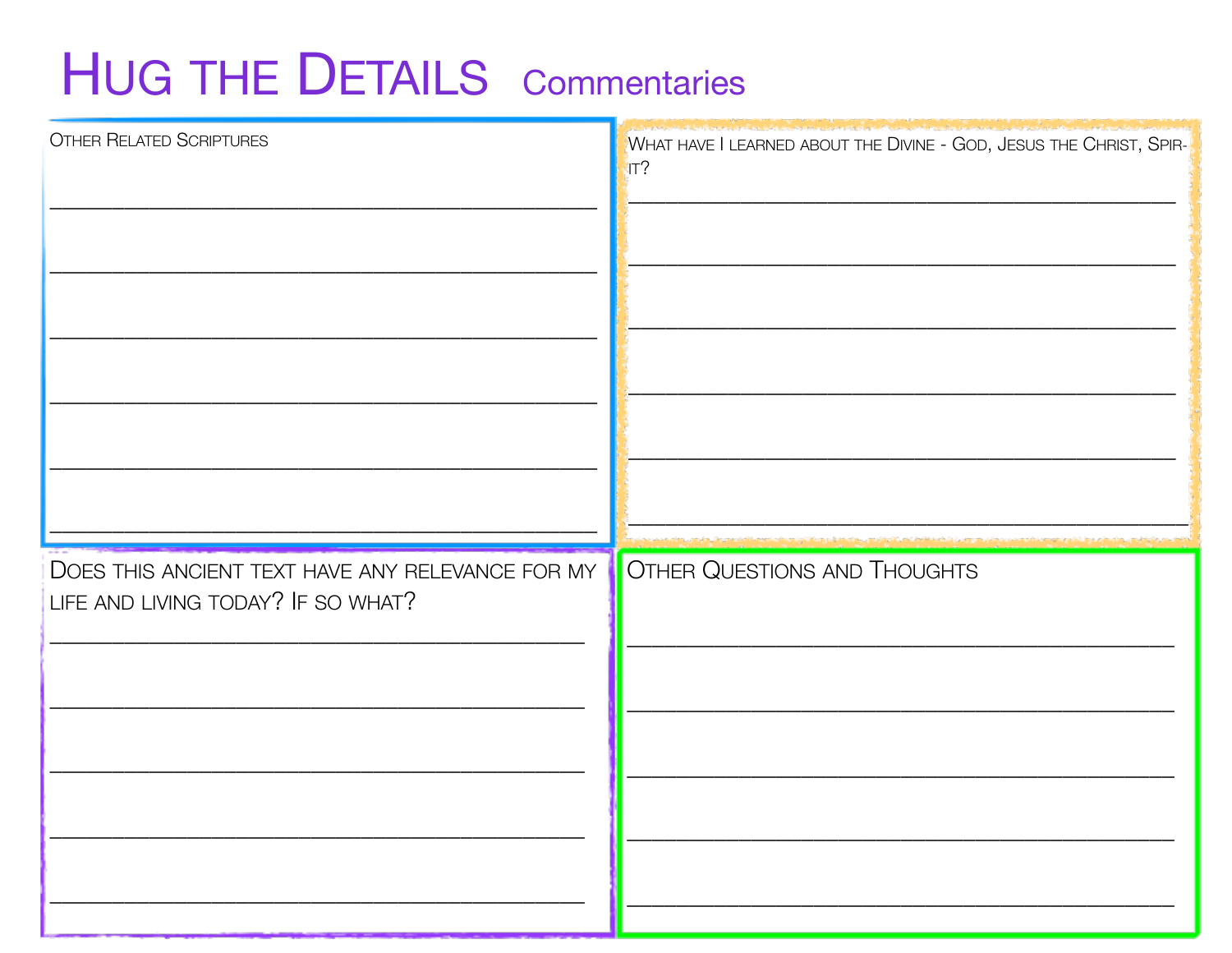# Hug the Details Commentaries

## Other Related Scriptures

______________________________________________

______________________________________________

______________________________________________

______________________________________________

______________________________________________

______________________________________________

## What have I learned about the Divine - God, Jesus the Christ, Spirit?

______________________________________________

______________________________________________

______________________________________________

______________________________________________

______________________________________________

______________________________________________

## Does this ancient text have any relevance for my life and living today? If so what?

______________________________________________

______________________________________________

______________________________________________

______________________________________________

______________________________________________

## Other Questions and Thoughts

______________________________________________

______________________________________________

______________________________________________

______________________________________________

______________________________________________